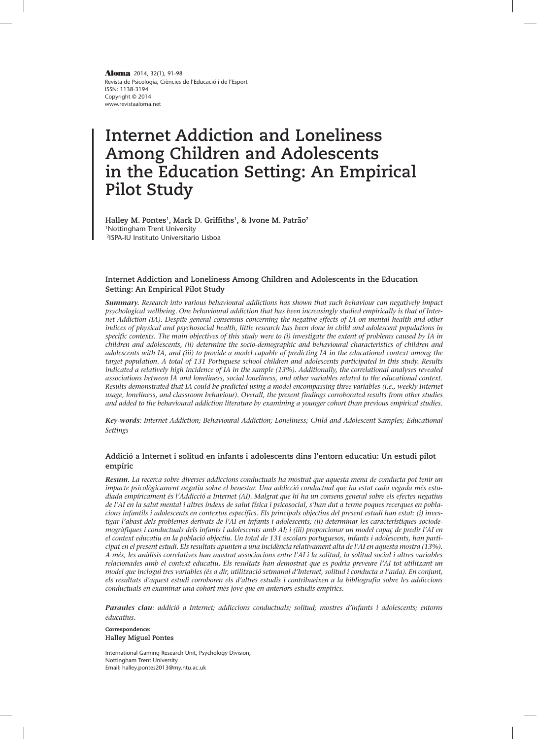**Aloma** 2014, 32(1), 91-98
Revista de Psicologia, Ciències de l'Educació i de l'Esport
ISSN: 1138-3194
Copyright © 2014
www.revistaaloma.net

# Internet Addiction and Loneliness Among Children and Adolescents in the Education Setting: An Empirical Pilot Study

**Halley M. Pontes[1], Mark D. Griffiths[1], & Ivone M. Patrão[2]**
[1]Nottingham Trent University
[2]ISPA-IU Instituto Universitario Lisboa

### Internet Addiction and Loneliness Among Children and Adolescents in the Education Setting: An Empirical Pilot Study

***Summary.*** *Research into various behavioural addictions has shown that such behaviour can negatively impact psychological wellbeing. One behavioural addiction that has been increasingly studied empirically is that of Internet Addiction (IA). Despite general consensus concerning the negative effects of IA on mental health and other indices of physical and psychosocial health, little research has been done in child and adolescent populations in specific contexts. The main objectives of this study were to (i) investigate the extent of problems caused by IA in children and adolescents, (ii) determine the socio-demographic and behavioural characteristics of children and adolescents with IA, and (iii) to provide a model capable of predicting IA in the educational context among the target population. A total of 131 Portuguese school children and adolescents participated in this study. Results indicated a relatively high incidence of IA in the sample (13%). Additionally, the correlational analyses revealed associations between IA and loneliness, social loneliness, and other variables related to the educational context. Results demonstrated that IA could be predicted using a model encompassing three variables (i.e., weekly Internet usage, loneliness, and classroom behaviour). Overall, the present findings corroborated results from other studies and added to the behavioural addiction literature by examining a younger cohort than previous empirical studies.*

***Key-words****: Internet Addiction; Behavioural Addiction; Loneliness; Child and Adolescent Samples; Educational Settings*

### Addició a Internet i solitud en infants i adolescents dins l'entorn educatiu: Un estudi pilot empíric

***Resum.*** *La recerca sobre diverses addiccions conductuals ha mostrat que aquesta mena de conducta pot tenir un impacte psicològicament negatiu sobre el benestar. Una addicció conductual que ha estat cada vegada més estudiada empíricament és l'Addicció a Internet (AI). Malgrat que hi ha un consens general sobre els efectes negatius de l'AI en la salut mental i altres índexs de salut física i psicosocial, s'han dut a terme poques recerques en poblacions infantils i adolescents en contextos específics. Els principals objectius del present estudi han estat: (i) investigar l'abast dels problemes derivats de l'AI en infants i adolescents; (ii) determinar les característiques sociodemogràfiques i conductuals dels infants i adolescents amb AI; i (iii) proporcionar un model capaç de predir l'AI en el context educatiu en la població objectiu. Un total de 131 escolars portuguesos, infants i adolescents, han participat en el present estudi. Els resultats apunten a una incidència relativament alta de l'AI en aquesta mostra (13%). A més, les anàlisis correlatives han mostrat associacions entre l'AI i la solitud, la solitud social i altres variables relacionades amb el context educatiu. Els resultats han demostrat que es podria preveure l'AI tot utilitzant un model que inclogui tres variables (és a dir, utilització setmanal d'Internet, solitud i conducta a l'aula). En conjunt, els resultats d'aquest estudi corroboren els d'altres estudis i contribueixen a la bibliografia sobre les addiccions conductuals en examinar una cohort més jove que en anteriors estudis empírics.*

***Paraules clau****: addició a Internet; addiccions conductuals; solitud; mostres d'infants i adolescents; entorns educatius.*

**Correspondence:**
**Halley Miguel Pontes**

International Gaming Research Unit, Psychology Division,
Nottingham Trent University
Email: halley.pontes2013@my.ntu.ac.uk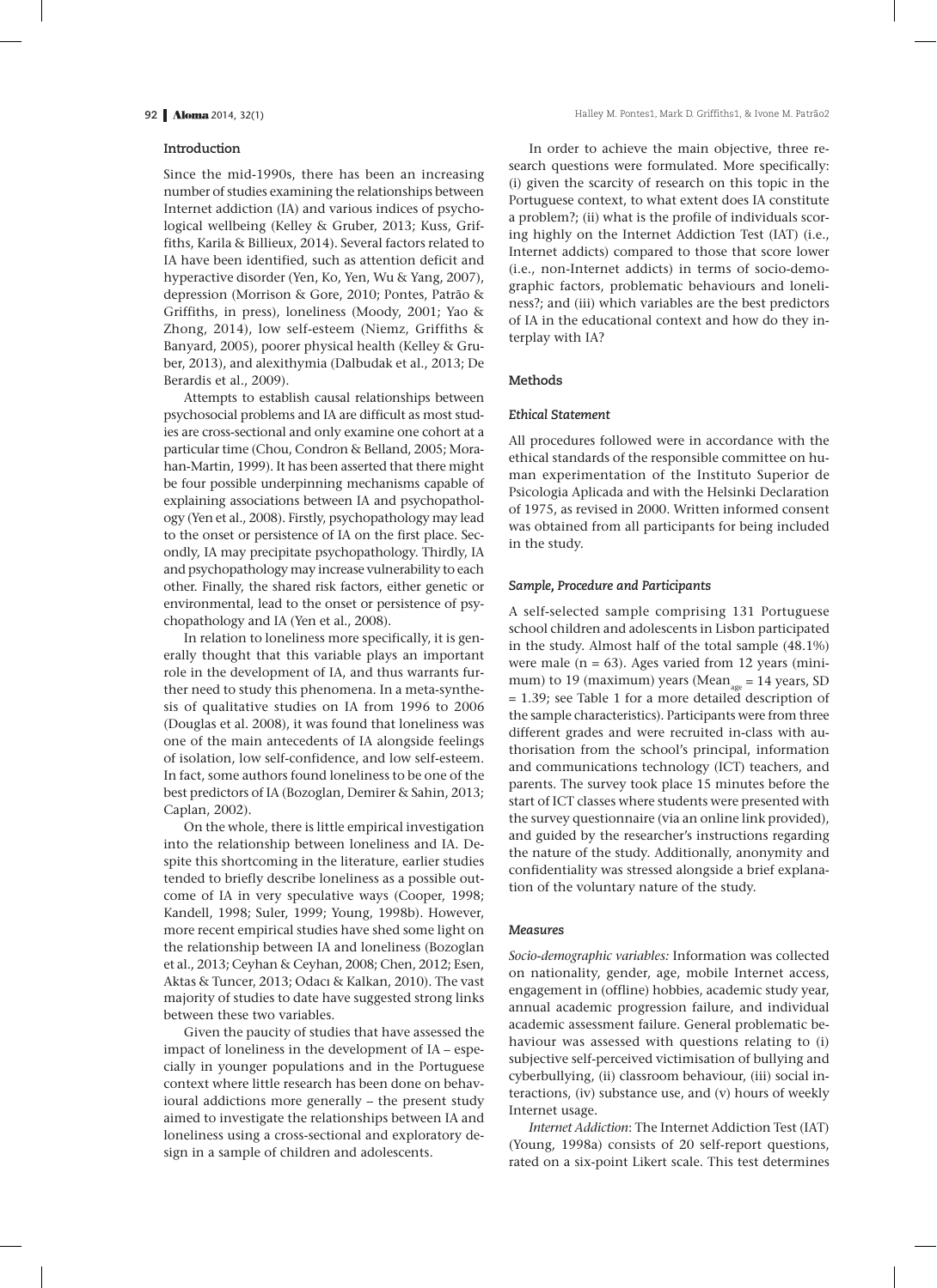## Introduction

Since the mid-1990s, there has been an increasing number of studies examining the relationships between Internet addiction (IA) and various indices of psychological wellbeing (Kelley & Gruber, 2013; Kuss, Griffiths, Karila & Billieux, 2014). Several factors related to IA have been identified, such as attention deficit and hyperactive disorder (Yen, Ko, Yen, Wu & Yang, 2007), depression (Morrison & Gore, 2010; Pontes, Patrão & Griffiths, in press), loneliness (Moody, 2001; Yao & Zhong, 2014), low self-esteem (Niemz, Griffiths & Banyard, 2005), poorer physical health (Kelley & Gruber, 2013), and alexithymia (Dalbudak et al., 2013; De Berardis et al., 2009).

Attempts to establish causal relationships between psychosocial problems and IA are difficult as most studies are cross-sectional and only examine one cohort at a particular time (Chou, Condron & Belland, 2005; Morahan-Martin, 1999). It has been asserted that there might be four possible underpinning mechanisms capable of explaining associations between IA and psychopathology (Yen et al., 2008). Firstly, psychopathology may lead to the onset or persistence of IA on the first place. Secondly, IA may precipitate psychopathology. Thirdly, IA and psychopathology may increase vulnerability to each other. Finally, the shared risk factors, either genetic or environmental, lead to the onset or persistence of psychopathology and IA (Yen et al., 2008).

In relation to loneliness more specifically, it is generally thought that this variable plays an important role in the development of IA, and thus warrants further need to study this phenomena. In a meta-synthesis of qualitative studies on IA from 1996 to 2006 (Douglas et al. 2008), it was found that loneliness was one of the main antecedents of IA alongside feelings of isolation, low self-confidence, and low self-esteem. In fact, some authors found loneliness to be one of the best predictors of IA (Bozoglan, Demirer & Sahin, 2013; Caplan, 2002).

On the whole, there is little empirical investigation into the relationship between loneliness and IA. Despite this shortcoming in the literature, earlier studies tended to briefly describe loneliness as a possible outcome of IA in very speculative ways (Cooper, 1998; Kandell, 1998; Suler, 1999; Young, 1998b). However, more recent empirical studies have shed some light on the relationship between IA and loneliness (Bozoglan et al., 2013; Ceyhan & Ceyhan, 2008; Chen, 2012; Esen, Aktas & Tuncer, 2013; Odacı & Kalkan, 2010). The vast majority of studies to date have suggested strong links between these two variables.

Given the paucity of studies that have assessed the impact of loneliness in the development of IA – especially in younger populations and in the Portuguese context where little research has been done on behavioural addictions more generally – the present study aimed to investigate the relationships between IA and loneliness using a cross-sectional and exploratory design in a sample of children and adolescents.

In order to achieve the main objective, three research questions were formulated. More specifically: (i) given the scarcity of research on this topic in the Portuguese context, to what extent does IA constitute a problem?; (ii) what is the profile of individuals scoring highly on the Internet Addiction Test (IAT) (i.e., Internet addicts) compared to those that score lower (i.e., non-Internet addicts) in terms of socio-demographic factors, problematic behaviours and loneliness?; and (iii) which variables are the best predictors of IA in the educational context and how do they interplay with IA?

## Methods

### *Ethical Statement*

All procedures followed were in accordance with the ethical standards of the responsible committee on human experimentation of the Instituto Superior de Psicologia Aplicada and with the Helsinki Declaration of 1975, as revised in 2000. Written informed consent was obtained from all participants for being included in the study.

### *Sample, Procedure and Participants*

A self-selected sample comprising 131 Portuguese school children and adolescents in Lisbon participated in the study. Almost half of the total sample (48.1%) were male (n = 63). Ages varied from 12 years (minimum) to 19 (maximum) years ($\text{Mean}_{age}$ = 14 years, SD = 1.39; see Table 1 for a more detailed description of the sample characteristics). Participants were from three different grades and were recruited in-class with authorisation from the school's principal, information and communications technology (ICT) teachers, and parents. The survey took place 15 minutes before the start of ICT classes where students were presented with the survey questionnaire (via an online link provided), and guided by the researcher's instructions regarding the nature of the study. Additionally, anonymity and confidentiality was stressed alongside a brief explanation of the voluntary nature of the study.

### *Measures*

*Socio-demographic variables:* Information was collected on nationality, gender, age, mobile Internet access, engagement in (offline) hobbies, academic study year, annual academic progression failure, and individual academic assessment failure. General problematic behaviour was assessed with questions relating to (i) subjective self-perceived victimisation of bullying and cyberbullying, (ii) classroom behaviour, (iii) social interactions, (iv) substance use, and (v) hours of weekly Internet usage.

*Internet Addiction*: The Internet Addiction Test (IAT) (Young, 1998a) consists of 20 self-report questions, rated on a six-point Likert scale. This test determines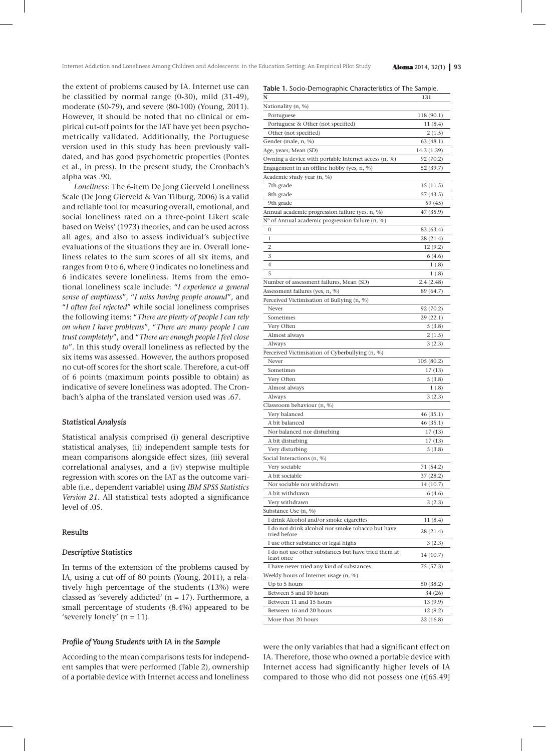the extent of problems caused by IA. Internet use can be classified by normal range (0-30), mild (31-49), moderate (50-79), and severe (80-100) (Young, 2011). However, it should be noted that no clinical or empirical cut-off points for the IAT have yet been psychometrically validated. Additionally, the Portuguese version used in this study has been previously validated, and has good psychometric properties (Pontes et al., in press). In the present study, the Cronbach's alpha was .90.

*Loneliness*: The 6-item De Jong Gierveld Loneliness Scale (De Jong Gierveld & Van Tilburg, 2006) is a valid and reliable tool for measuring overall, emotional, and social loneliness rated on a three-point Likert scale based on Weiss' (1973) theories, and can be used across all ages, and also to assess individual's subjective evaluations of the situations they are in. Overall loneliness relates to the sum scores of all six items, and ranges from 0 to 6, where 0 indicates no loneliness and 6 indicates severe loneliness. Items from the emotional loneliness scale include: "*I experience a general sense of emptiness*", "*I miss having people around*", and "*I often feel rejected*" while social loneliness comprises the following items: "*There are plenty of people I can rely on when I have problems*", "*There are many people I can trust completely*", and "*There are enough people I feel close to*". In this study overall loneliness as reflected by the six items was assessed. However, the authors proposed no cut-off scores for the short scale. Therefore, a cut-off of 6 points (maximum points possible to obtain) as indicative of severe loneliness was adopted. The Cronbach's alpha of the translated version used was .67.

### *Statistical Analysis*

Statistical analysis comprised (i) general descriptive statistical analyses, (ii) independent sample tests for mean comparisons alongside effect sizes, (iii) several correlational analyses, and a (iv) stepwise multiple regression with scores on the IAT as the outcome variable (i.e., dependent variable) using *IBM SPSS Statistics Version 21*. All statistical tests adopted a significance level of .05.

## Results

### *Descriptive Statistics*

In terms of the extension of the problems caused by IA, using a cut-off of 80 points (Young, 2011), a relatively high percentage of the students (13%) were classed as 'severely addicted' (n = 17). Furthermore, a small percentage of students (8.4%) appeared to be 'severely lonely' (n = 11).

### *Profile of Young Students with IA in the Sample*

According to the mean comparisons tests for independent samples that were performed (Table 2), ownership of a portable device with Internet access and loneliness were the only variables that had a significant effect on IA. Therefore, those who owned a portable device with Internet access had significantly higher levels of IA compared to those who did not possess one (*t*[65.49]

**Table 1.** Socio-Demographic Characteristics of The Sample.

| N | 131 |
|---|---|
| Nationality (n, %) | |
| Portuguese | 118 (90.1) |
| Portuguese & Other (not specified) | 11 (8.4) |
| Other (not specified) | 2 (1.5) |
| Gender (male, n, %) | 63 (48.1) |
| Age, years; Mean (SD) | 14.3 (1.39) |
| Owning a device with portable Internet access (n, %) | 92 (70.2) |
| Engagement in an offline hobby (yes, n, %) | 52 (39.7) |
| Academic study year (n, %) | |
| 7th grade | 15 (11.5) |
| 8th grade | 57 (43.5) |
| 9th grade | 59 (45) |
| Annual academic progression failure (yes, n, %) | 47 (35.9) |
| Nº of Annual academic progression failure (n, %) | |
| 0 | 83 (63.4) |
| 1 | 28 (21.4) |
| 2 | 12 (9.2) |
| 3 | 6 (4.6) |
| 4 | 1 (.8) |
| 5 | 1 (.8) |
| Number of assessment failures, Mean (SD) | 2.4 (2.48) |
| Assessment failures (yes, n, %) | 89 (64.7) |
| Perceived Victimisation of Bullying (n, %) | |
| Never | 92 (70.2) |
| Sometimes | 29 (22.1) |
| Very Often | 5 (3.8) |
| Almost always | 2 (1.5) |
| Always | 3 (2.3) |
| Perceived Victimisation of Cyberbullying (n, %) | |
| Never | 105 (80.2) |
| Sometimes | 17 (13) |
| Very Often | 5 (3.8) |
| Almost always | 1 (.8) |
| Always | 3 (2.3) |
| Classroom behaviour (n, %) | |
| Very balanced | 46 (35.1) |
| A bit balanced | 46 (35.1) |
| Nor balanced nor disturbing | 17 (13) |
| A bit disturbing | 17 (13) |
| Very disturbing | 5 (3.8) |
| Social Interactions (n, %) | |
| Very sociable | 71 (54.2) |
| A bit sociable | 37 (28.2) |
| Nor sociable nor withdrawn | 14 (10.7) |
| A bit withdrawn | 6 (4.6) |
| Very withdrawn | 3 (2.3) |
| Substance Use (n, %) | |
| I drink Alcohol and/or smoke cigarettes | 11 (8.4) |
| I do not drink alcohol nor smoke tobacco but have tried before | 28 (21.4) |
| I use other substance or legal highs | 3 (2.3) |
| I do not use other substances but have tried them at least once | 14 (10.7) |
| I have never tried any kind of substances | 75 (57.3) |
| Weekly hours of Internet usage (n, %) | |
| Up to 5 hours | 50 (38.2) |
| Between 5 and 10 hours | 34 (26) |
| Between 11 and 15 hours | 13 (9.9) |
| Between 16 and 20 hours | 12 (9.2) |
| More than 20 hours | 22 (16.8) |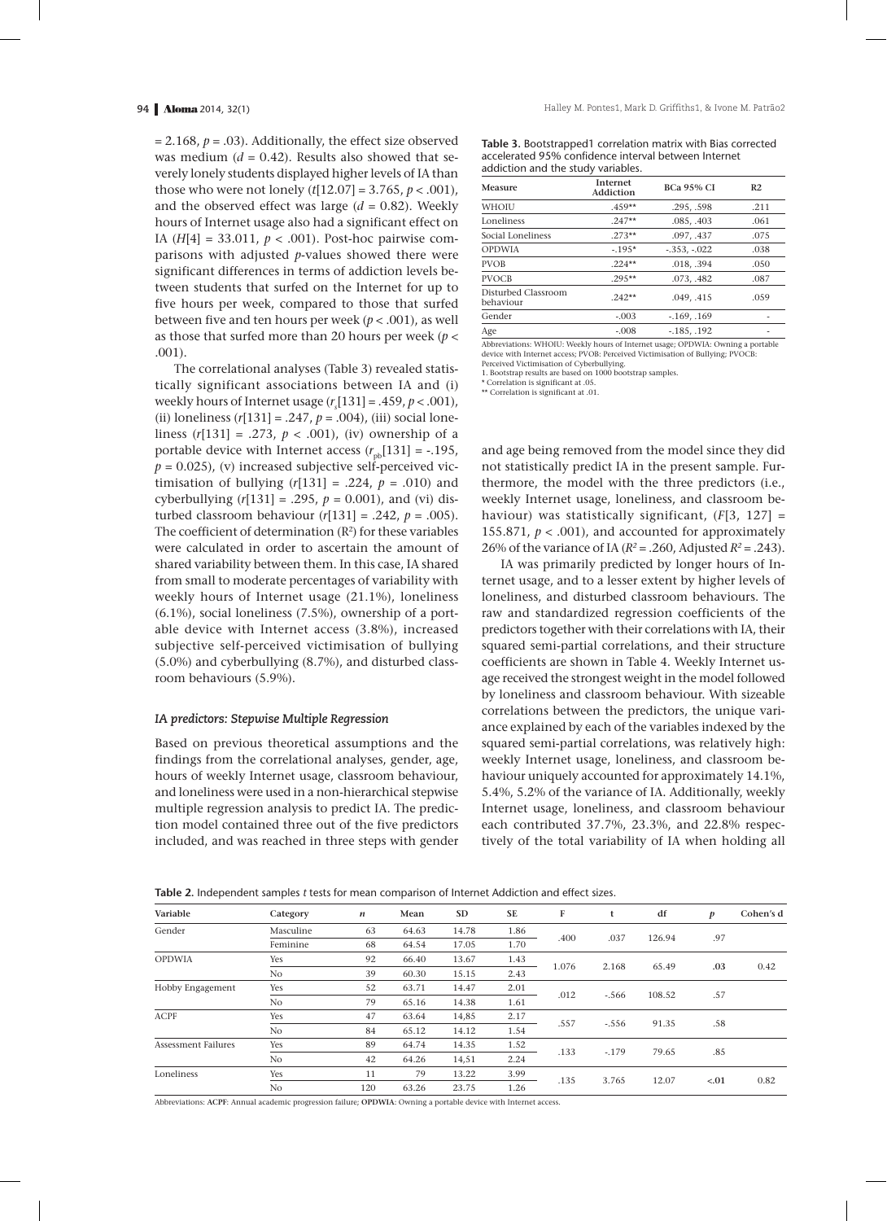= 2.168, $p = .03$). Additionally, the effect size observed was medium ($d = 0.42$). Results also showed that severely lonely students displayed higher levels of IA than those who were not lonely ($t[12.07] = 3.765$, $p < .001$), and the observed effect was large ($d = 0.82$). Weekly hours of Internet usage also had a significant effect on IA ($H[4] = 33.011$, $p < .001$). Post-hoc pairwise comparisons with adjusted $p$-values showed there were significant differences in terms of addiction levels between students that surfed on the Internet for up to five hours per week, compared to those that surfed between five and ten hours per week ($p < .001$), as well as those that surfed more than 20 hours per week ($p < .001$).

The correlational analyses (Table 3) revealed statistically significant associations between IA and (i) weekly hours of Internet usage ($r_s[131] = .459$, $p < .001$), (ii) loneliness ($r[131] = .247$, $p = .004$), (iii) social loneliness ($r[131] = .273$, $p < .001$), (iv) ownership of a portable device with Internet access ($r_{pb}[131] = -.195$, $p = 0.025$), (v) increased subjective self-perceived victimisation of bullying ($r[131] = .224$, $p = .010$) and cyberbullying ($r[131] = .295$, $p = 0.001$), and (vi) disturbed classroom behaviour ($r[131] = .242$, $p = .005$). The coefficient of determination ($R^2$) for these variables were calculated in order to ascertain the amount of shared variability between them. In this case, IA shared from small to moderate percentages of variability with weekly hours of Internet usage (21.1%), loneliness (6.1%), social loneliness (7.5%), ownership of a portable device with Internet access (3.8%), increased subjective self-perceived victimisation of bullying (5.0%) and cyberbullying (8.7%), and disturbed classroom behaviours (5.9%).

**Table 3.** Bootstrapped1 correlation matrix with Bias corrected accelerated 95% confidence interval between Internet addiction and the study variables.

| Measure | Internet Addiction | BCa 95% CI | R2 |
|---|---|---|---|
| WHOIU | .459** | .295, .598 | .211 |
| Loneliness | .247** | .085, .403 | .061 |
| Social Loneliness | .273** | .097, .437 | .075 |
| OPDWIA | -.195* | -.353, -.022 | .038 |
| PVOB | .224** | .018, .394 | .050 |
| PVOCB | .295** | .073, .482 | .087 |
| Disturbed Classroom behaviour | .242** | .049, .415 | .059 |
| Gender | -.003 | -.169, .169 | - |
| Age | -.008 | -.185, .192 | - |

Abbreviations: WHOIU: Weekly hours of Internet usage; OPDWIA: Owning a portable device with Internet access; PVOB: Perceived Victimisation of Bullying; PVOCB: Perceived Victimisation of Cyberbullying.
1. Bootstrap results are based on 1000 bootstrap samples.
* Correlation is significant at .05.
** Correlation is significant at .01.

### *IA predictors: Stepwise Multiple Regression*

Based on previous theoretical assumptions and the findings from the correlational analyses, gender, age, hours of weekly Internet usage, classroom behaviour, and loneliness were used in a non-hierarchical stepwise multiple regression analysis to predict IA. The prediction model contained three out of the five predictors included, and was reached in three steps with gender and age being removed from the model since they did not statistically predict IA in the present sample. Furthermore, the model with the three predictors (i.e., weekly Internet usage, loneliness, and classroom behaviour) was statistically significant, ($F[3, 127] = 155.871$, $p < .001$), and accounted for approximately 26% of the variance of IA ($R^2 = .260$, Adjusted $R^2 = .243$).

IA was primarily predicted by longer hours of Internet usage, and to a lesser extent by higher levels of loneliness, and disturbed classroom behaviours. The raw and standardized regression coefficients of the predictors together with their correlations with IA, their squared semi-partial correlations, and their structure coefficients are shown in Table 4. Weekly Internet usage received the strongest weight in the model followed by loneliness and classroom behaviour. With sizeable correlations between the predictors, the unique variance explained by each of the variables indexed by the squared semi-partial correlations, was relatively high: weekly Internet usage, loneliness, and classroom behaviour uniquely accounted for approximately 14.1%, 5.4%, 5.2% of the variance of IA. Additionally, weekly Internet usage, loneliness, and classroom behaviour each contributed 37.7%, 23.3%, and 22.8% respectively of the total variability of IA when holding all

**Table 2.** Independent samples t tests for mean comparison of Internet Addiction and effect sizes.

| Variable | Category | *n* | Mean | SD | SE | F | t | df | *p* | Cohen's d |
|---|---|---|---|---|---|---|---|---|---|---|
| Gender | Masculine | 63 | 64.63 | 14.78 | 1.86 | .400 | .037 | 126.94 | .97 | |
| | Feminine | 68 | 64.54 | 17.05 | 1.70 | | | | | |
| OPDWIA | Yes | 92 | 66.40 | 13.67 | 1.43 | 1.076 | 2.168 | 65.49 | **.03** | 0.42 |
| | No | 39 | 60.30 | 15.15 | 2.43 | | | | | |
| Hobby Engagement | Yes | 52 | 63.71 | 14.47 | 2.01 | .012 | -.566 | 108.52 | .57 | |
| | No | 79 | 65.16 | 14.38 | 1.61 | | | | | |
| ACPF | Yes | 47 | 63.64 | 14,85 | 2.17 | .557 | -.556 | 91.35 | .58 | |
| | No | 84 | 65.12 | 14.12 | 1.54 | | | | | |
| Assessment Failures | Yes | 89 | 64.74 | 14.35 | 1.52 | .133 | -.179 | 79.65 | .85 | |
| | No | 42 | 64.26 | 14,51 | 2.24 | | | | | |
| Loneliness | Yes | 11 | 79 | 13.22 | 3.99 | .135 | 3.765 | 12.07 | **<.01** | 0.82 |
| | No | 120 | 63.26 | 23.75 | 1.26 | | | | | |

Abbreviations: **ACPF**: Annual academic progression failure; **OPDWIA**: Owning a portable device with Internet access.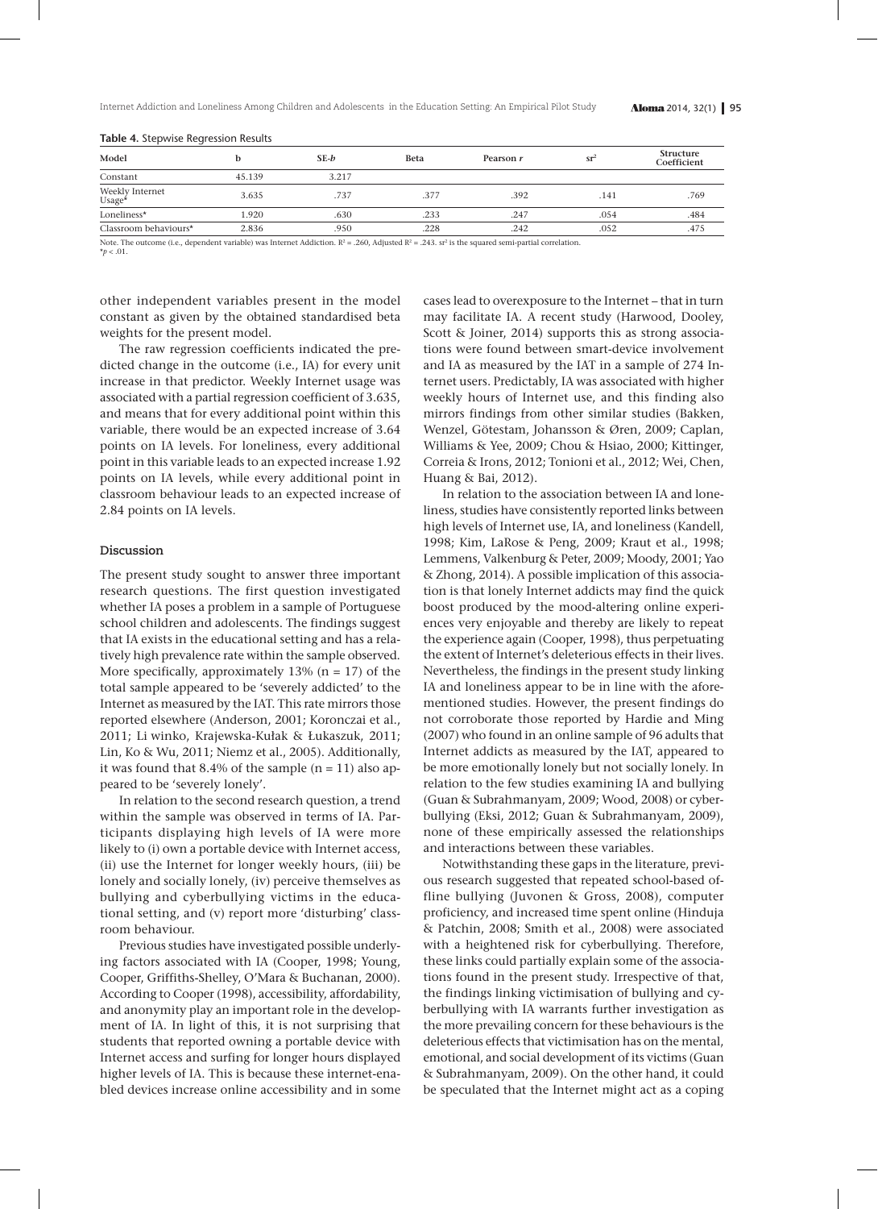**Table 4.** Stepwise Regression Results

| Model | b | SE-*b* | Beta | Pearson *r* | $sr^2$ | Structure Coefficient |
|---|---|---|---|---|---|---|
| Constant | 45.139 | 3.217 | | | | |
| Weekly Internet Usage* | 3.635 | .737 | .377 | .392 | .141 | .769 |
| Loneliness* | 1.920 | .630 | .233 | .247 | .054 | .484 |
| Classroom behaviours* | 2.836 | .950 | .228 | .242 | .052 | .475 |

Note. The outcome (i.e., dependent variable) was Internet Addiction. $R^2$ = .260, Adjusted $R^2$ = .243. $sr^2$ is the squared semi-partial correlation.
*$p < .01$.

other independent variables present in the model constant as given by the obtained standardised beta weights for the present model.

The raw regression coefficients indicated the predicted change in the outcome (i.e., IA) for every unit increase in that predictor. Weekly Internet usage was associated with a partial regression coefficient of 3.635, and means that for every additional point within this variable, there would be an expected increase of 3.64 points on IA levels. For loneliness, every additional point in this variable leads to an expected increase 1.92 points on IA levels, while every additional point in classroom behaviour leads to an expected increase of 2.84 points on IA levels.

## Discussion

The present study sought to answer three important research questions. The first question investigated whether IA poses a problem in a sample of Portuguese school children and adolescents. The findings suggest that IA exists in the educational setting and has a relatively high prevalence rate within the sample observed. More specifically, approximately 13% (n = 17) of the total sample appeared to be 'severely addicted' to the Internet as measured by the IAT. This rate mirrors those reported elsewhere (Anderson, 2001; Koronczai et al., 2011; Li winko, Krajewska-Kułak & Łukaszuk, 2011; Lin, Ko & Wu, 2011; Niemz et al., 2005). Additionally, it was found that 8.4% of the sample (n = 11) also appeared to be 'severely lonely'.

In relation to the second research question, a trend within the sample was observed in terms of IA. Participants displaying high levels of IA were more likely to (i) own a portable device with Internet access, (ii) use the Internet for longer weekly hours, (iii) be lonely and socially lonely, (iv) perceive themselves as bullying and cyberbullying victims in the educational setting, and (v) report more 'disturbing' classroom behaviour.

Previous studies have investigated possible underlying factors associated with IA (Cooper, 1998; Young, Cooper, Griffiths-Shelley, O'Mara & Buchanan, 2000). According to Cooper (1998), accessibility, affordability, and anonymity play an important role in the development of IA. In light of this, it is not surprising that students that reported owning a portable device with Internet access and surfing for longer hours displayed higher levels of IA. This is because these internet-enabled devices increase online accessibility and in some cases lead to overexposure to the Internet – that in turn may facilitate IA. A recent study (Harwood, Dooley, Scott & Joiner, 2014) supports this as strong associations were found between smart-device involvement and IA as measured by the IAT in a sample of 274 Internet users. Predictably, IA was associated with higher weekly hours of Internet use, and this finding also mirrors findings from other similar studies (Bakken, Wenzel, Götestam, Johansson & Øren, 2009; Caplan, Williams & Yee, 2009; Chou & Hsiao, 2000; Kittinger, Correia & Irons, 2012; Tonioni et al., 2012; Wei, Chen, Huang & Bai, 2012).

In relation to the association between IA and loneliness, studies have consistently reported links between high levels of Internet use, IA, and loneliness (Kandell, 1998; Kim, LaRose & Peng, 2009; Kraut et al., 1998; Lemmens, Valkenburg & Peter, 2009; Moody, 2001; Yao & Zhong, 2014). A possible implication of this association is that lonely Internet addicts may find the quick boost produced by the mood-altering online experiences very enjoyable and thereby are likely to repeat the experience again (Cooper, 1998), thus perpetuating the extent of Internet's deleterious effects in their lives. Nevertheless, the findings in the present study linking IA and loneliness appear to be in line with the aforementioned studies. However, the present findings do not corroborate those reported by Hardie and Ming (2007) who found in an online sample of 96 adults that Internet addicts as measured by the IAT, appeared to be more emotionally lonely but not socially lonely. In relation to the few studies examining IA and bullying (Guan & Subrahmanyam, 2009; Wood, 2008) or cyberbullying (Eksi, 2012; Guan & Subrahmanyam, 2009), none of these empirically assessed the relationships and interactions between these variables.

Notwithstanding these gaps in the literature, previous research suggested that repeated school-based offline bullying (Juvonen & Gross, 2008), computer proficiency, and increased time spent online (Hinduja & Patchin, 2008; Smith et al., 2008) were associated with a heightened risk for cyberbullying. Therefore, these links could partially explain some of the associations found in the present study. Irrespective of that, the findings linking victimisation of bullying and cyberbullying with IA warrants further investigation as the more prevailing concern for these behaviours is the deleterious effects that victimisation has on the mental, emotional, and social development of its victims (Guan & Subrahmanyam, 2009). On the other hand, it could be speculated that the Internet might act as a coping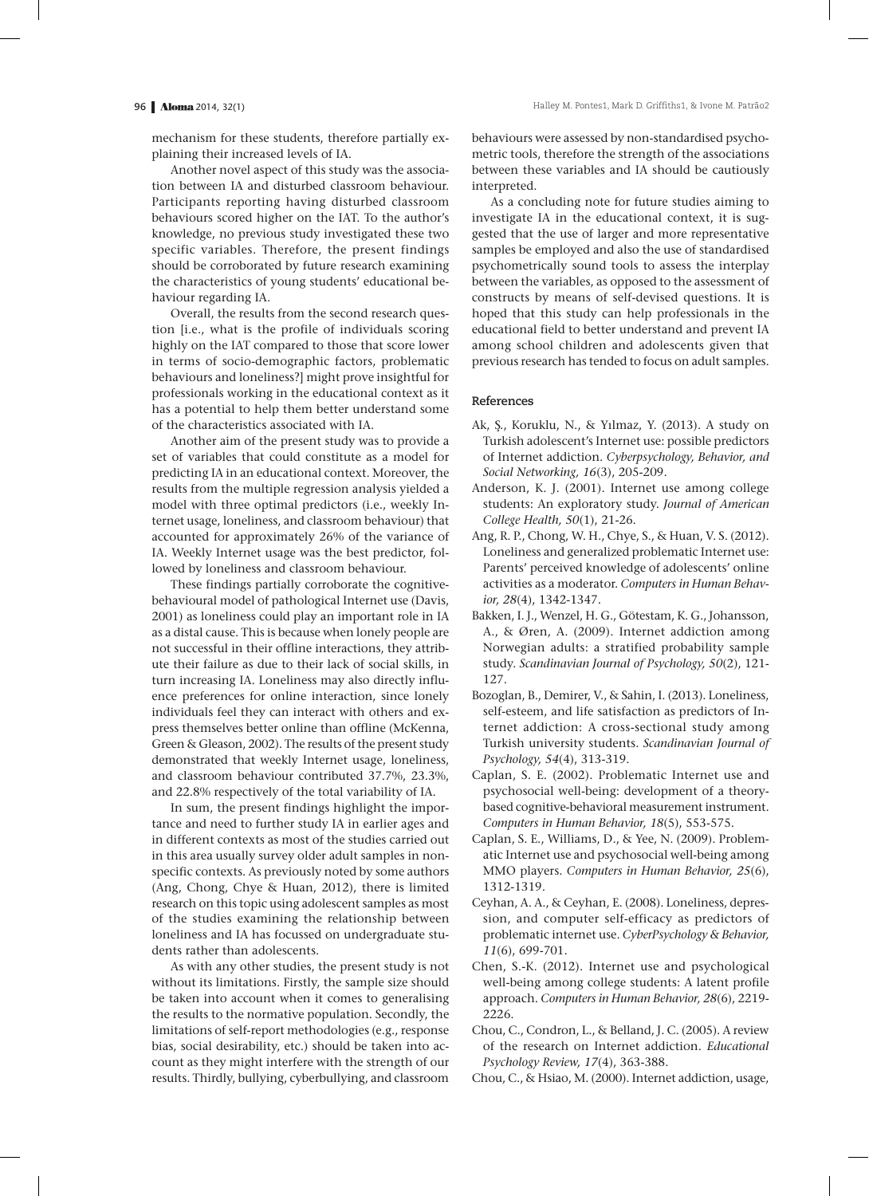mechanism for these students, therefore partially explaining their increased levels of IA.

Another novel aspect of this study was the association between IA and disturbed classroom behaviour. Participants reporting having disturbed classroom behaviours scored higher on the IAT. To the author's knowledge, no previous study investigated these two specific variables. Therefore, the present findings should be corroborated by future research examining the characteristics of young students' educational behaviour regarding IA.

Overall, the results from the second research question [i.e., what is the profile of individuals scoring highly on the IAT compared to those that score lower in terms of socio-demographic factors, problematic behaviours and loneliness?] might prove insightful for professionals working in the educational context as it has a potential to help them better understand some of the characteristics associated with IA.

Another aim of the present study was to provide a set of variables that could constitute as a model for predicting IA in an educational context. Moreover, the results from the multiple regression analysis yielded a model with three optimal predictors (i.e., weekly Internet usage, loneliness, and classroom behaviour) that accounted for approximately 26% of the variance of IA. Weekly Internet usage was the best predictor, followed by loneliness and classroom behaviour.

These findings partially corroborate the cognitive-behavioural model of pathological Internet use (Davis, 2001) as loneliness could play an important role in IA as a distal cause. This is because when lonely people are not successful in their offline interactions, they attribute their failure as due to their lack of social skills, in turn increasing IA. Loneliness may also directly influence preferences for online interaction, since lonely individuals feel they can interact with others and express themselves better online than offline (McKenna, Green & Gleason, 2002). The results of the present study demonstrated that weekly Internet usage, loneliness, and classroom behaviour contributed 37.7%, 23.3%, and 22.8% respectively of the total variability of IA.

In sum, the present findings highlight the importance and need to further study IA in earlier ages and in different contexts as most of the studies carried out in this area usually survey older adult samples in non-specific contexts. As previously noted by some authors (Ang, Chong, Chye & Huan, 2012), there is limited research on this topic using adolescent samples as most of the studies examining the relationship between loneliness and IA has focussed on undergraduate students rather than adolescents.

As with any other studies, the present study is not without its limitations. Firstly, the sample size should be taken into account when it comes to generalising the results to the normative population. Secondly, the limitations of self-report methodologies (e.g., response bias, social desirability, etc.) should be taken into account as they might interfere with the strength of our results. Thirdly, bullying, cyberbullying, and classroom behaviours were assessed by non-standardised psychometric tools, therefore the strength of the associations between these variables and IA should be cautiously interpreted.

As a concluding note for future studies aiming to investigate IA in the educational context, it is suggested that the use of larger and more representative samples be employed and also the use of standardised psychometrically sound tools to assess the interplay between the variables, as opposed to the assessment of constructs by means of self-devised questions. It is hoped that this study can help professionals in the educational field to better understand and prevent IA among school children and adolescents given that previous research has tended to focus on adult samples.

#### References

Ak, Ş., Koruklu, N., & Yılmaz, Y. (2013). A study on Turkish adolescent's Internet use: possible predictors of Internet addiction. *Cyberpsychology, Behavior, and Social Networking, 16*(3), 205-209.

Anderson, K. J. (2001). Internet use among college students: An exploratory study. *Journal of American College Health, 50*(1), 21-26.

Ang, R. P., Chong, W. H., Chye, S., & Huan, V. S. (2012). Loneliness and generalized problematic Internet use: Parents' perceived knowledge of adolescents' online activities as a moderator. *Computers in Human Behavior, 28*(4), 1342-1347.

Bakken, I. J., Wenzel, H. G., Götestam, K. G., Johansson, A., & Øren, A. (2009). Internet addiction among Norwegian adults: a stratified probability sample study. *Scandinavian Journal of Psychology, 50*(2), 121-127.

Bozoglan, B., Demirer, V., & Sahin, I. (2013). Loneliness, self-esteem, and life satisfaction as predictors of Internet addiction: A cross-sectional study among Turkish university students. *Scandinavian Journal of Psychology, 54*(4), 313-319.

Caplan, S. E. (2002). Problematic Internet use and psychosocial well-being: development of a theory-based cognitive-behavioral measurement instrument. *Computers in Human Behavior, 18*(5), 553-575.

Caplan, S. E., Williams, D., & Yee, N. (2009). Problematic Internet use and psychosocial well-being among MMO players. *Computers in Human Behavior, 25*(6), 1312-1319.

Ceyhan, A. A., & Ceyhan, E. (2008). Loneliness, depression, and computer self-efficacy as predictors of problematic internet use. *CyberPsychology & Behavior, 11*(6), 699-701.

Chen, S.-K. (2012). Internet use and psychological well-being among college students: A latent profile approach. *Computers in Human Behavior, 28*(6), 2219-2226.

Chou, C., Condron, L., & Belland, J. C. (2005). A review of the research on Internet addiction. *Educational Psychology Review, 17*(4), 363-388.

Chou, C., & Hsiao, M. (2000). Internet addiction, usage,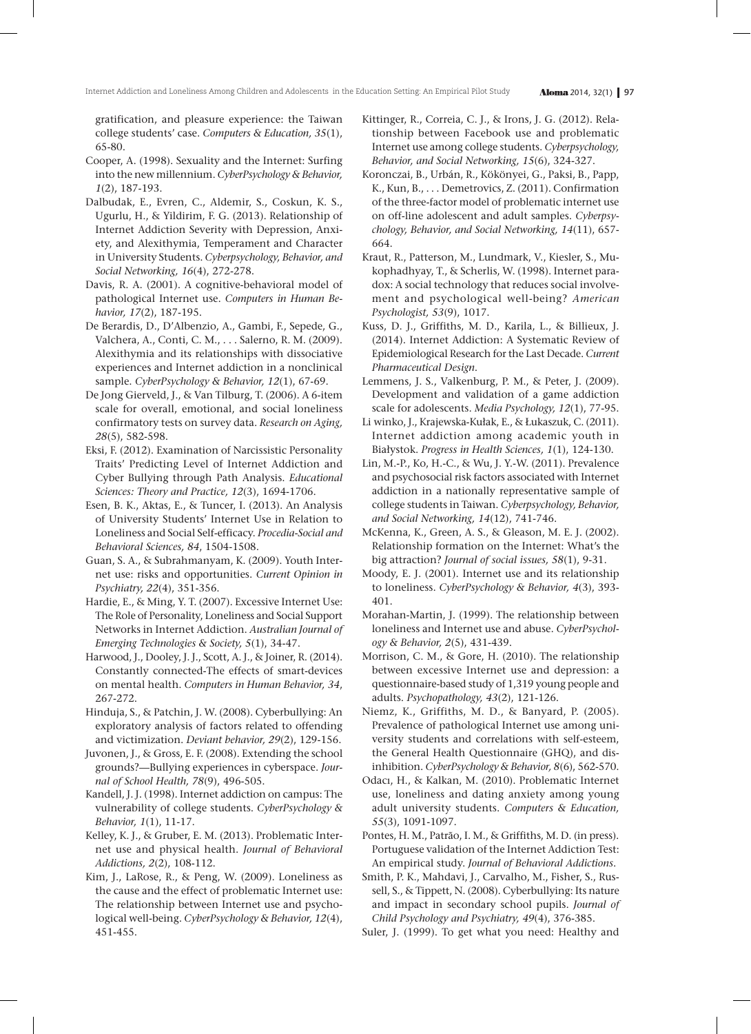gratification, and pleasure experience: the Taiwan college students' case. *Computers & Education, 35*(1), 65-80.

Cooper, A. (1998). Sexuality and the Internet: Surfing into the new millennium. *CyberPsychology & Behavior, 1*(2), 187-193.

Dalbudak, E., Evren, C., Aldemir, S., Coskun, K. S., Ugurlu, H., & Yildirim, F. G. (2013). Relationship of Internet Addiction Severity with Depression, Anxiety, and Alexithymia, Temperament and Character in University Students. *Cyberpsychology, Behavior, and Social Networking, 16*(4), 272-278.

Davis, R. A. (2001). A cognitive-behavioral model of pathological Internet use. *Computers in Human Behavior, 17*(2), 187-195.

De Berardis, D., D'Albenzio, A., Gambi, F., Sepede, G., Valchera, A., Conti, C. M., . . . Salerno, R. M. (2009). Alexithymia and its relationships with dissociative experiences and Internet addiction in a nonclinical sample. *CyberPsychology & Behavior, 12*(1), 67-69.

De Jong Gierveld, J., & Van Tilburg, T. (2006). A 6-item scale for overall, emotional, and social loneliness confirmatory tests on survey data. *Research on Aging, 28*(5), 582-598.

Eksi, F. (2012). Examination of Narcissistic Personality Traits' Predicting Level of Internet Addiction and Cyber Bullying through Path Analysis. *Educational Sciences: Theory and Practice, 12*(3), 1694-1706.

Esen, B. K., Aktas, E., & Tuncer, I. (2013). An Analysis of University Students' Internet Use in Relation to Loneliness and Social Self-efficacy. *Procedia-Social and Behavioral Sciences, 84*, 1504-1508.

Guan, S. A., & Subrahmanyam, K. (2009). Youth Internet use: risks and opportunities. *Current Opinion in Psychiatry, 22*(4), 351-356.

Hardie, E., & Ming, Y. T. (2007). Excessive Internet Use: The Role of Personality, Loneliness and Social Support Networks in Internet Addiction. *Australian Journal of Emerging Technologies & Society, 5*(1), 34-47.

Harwood, J., Dooley, J. J., Scott, A. J., & Joiner, R. (2014). Constantly connected-The effects of smart-devices on mental health. *Computers in Human Behavior, 34*, 267-272.

Hinduja, S., & Patchin, J. W. (2008). Cyberbullying: An exploratory analysis of factors related to offending and victimization. *Deviant behavior, 29*(2), 129-156.

Juvonen, J., & Gross, E. F. (2008). Extending the school grounds?—Bullying experiences in cyberspace. *Journal of School Health, 78*(9), 496-505.

Kandell, J. J. (1998). Internet addiction on campus: The vulnerability of college students. *CyberPsychology & Behavior, 1*(1), 11-17.

Kelley, K. J., & Gruber, E. M. (2013). Problematic Internet use and physical health. *Journal of Behavioral Addictions, 2*(2), 108-112.

Kim, J., LaRose, R., & Peng, W. (2009). Loneliness as the cause and the effect of problematic Internet use: The relationship between Internet use and psychological well-being. *CyberPsychology & Behavior, 12*(4), 451-455.

Kittinger, R., Correia, C. J., & Irons, J. G. (2012). Relationship between Facebook use and problematic Internet use among college students. *Cyberpsychology, Behavior, and Social Networking, 15*(6), 324-327.

Koronczai, B., Urbán, R., Kökönyei, G., Paksi, B., Papp, K., Kun, B., . . . Demetrovics, Z. (2011). Confirmation of the three-factor model of problematic internet use on off-line adolescent and adult samples. *Cyberpsychology, Behavior, and Social Networking, 14*(11), 657-664.

Kraut, R., Patterson, M., Lundmark, V., Kiesler, S., Mukophadhyay, T., & Scherlis, W. (1998). Internet paradox: A social technology that reduces social involvement and psychological well-being? *American Psychologist, 53*(9), 1017.

Kuss, D. J., Griffiths, M. D., Karila, L., & Billieux, J. (2014). Internet Addiction: A Systematic Review of Epidemiological Research for the Last Decade. *Current Pharmaceutical Design*.

Lemmens, J. S., Valkenburg, P. M., & Peter, J. (2009). Development and validation of a game addiction scale for adolescents. *Media Psychology, 12*(1), 77-95.

Li winko, J., Krajewska-Kułak, E., & Łukaszuk, C. (2011). Internet addiction among academic youth in Białystok. *Progress in Health Sciences, 1*(1), 124-130.

Lin, M.-P., Ko, H.-C., & Wu, J. Y.-W. (2011). Prevalence and psychosocial risk factors associated with Internet addiction in a nationally representative sample of college students in Taiwan. *Cyberpsychology, Behavior, and Social Networking, 14*(12), 741-746.

McKenna, K., Green, A. S., & Gleason, M. E. J. (2002). Relationship formation on the Internet: What's the big attraction? *Journal of social issues, 58*(1), 9-31.

Moody, E. J. (2001). Internet use and its relationship to loneliness. *CyberPsychology & Behavior, 4*(3), 393-401.

Morahan-Martin, J. (1999). The relationship between loneliness and Internet use and abuse. *CyberPsychology & Behavior, 2*(5), 431-439.

Morrison, C. M., & Gore, H. (2010). The relationship between excessive Internet use and depression: a questionnaire-based study of 1,319 young people and adults. *Psychopathology, 43*(2), 121-126.

Niemz, K., Griffiths, M. D., & Banyard, P. (2005). Prevalence of pathological Internet use among university students and correlations with self-esteem, the General Health Questionnaire (GHQ), and disinhibition. *CyberPsychology & Behavior, 8*(6), 562-570.

Odacı, H., & Kalkan, M. (2010). Problematic Internet use, loneliness and dating anxiety among young adult university students. *Computers & Education, 55*(3), 1091-1097.

Pontes, H. M., Patrão, I. M., & Griffiths, M. D. (in press). Portuguese validation of the Internet Addiction Test: An empirical study. *Journal of Behavioral Addictions*.

Smith, P. K., Mahdavi, J., Carvalho, M., Fisher, S., Russell, S., & Tippett, N. (2008). Cyberbullying: Its nature and impact in secondary school pupils. *Journal of Child Psychology and Psychiatry, 49*(4), 376-385.

Suler, J. (1999). To get what you need: Healthy and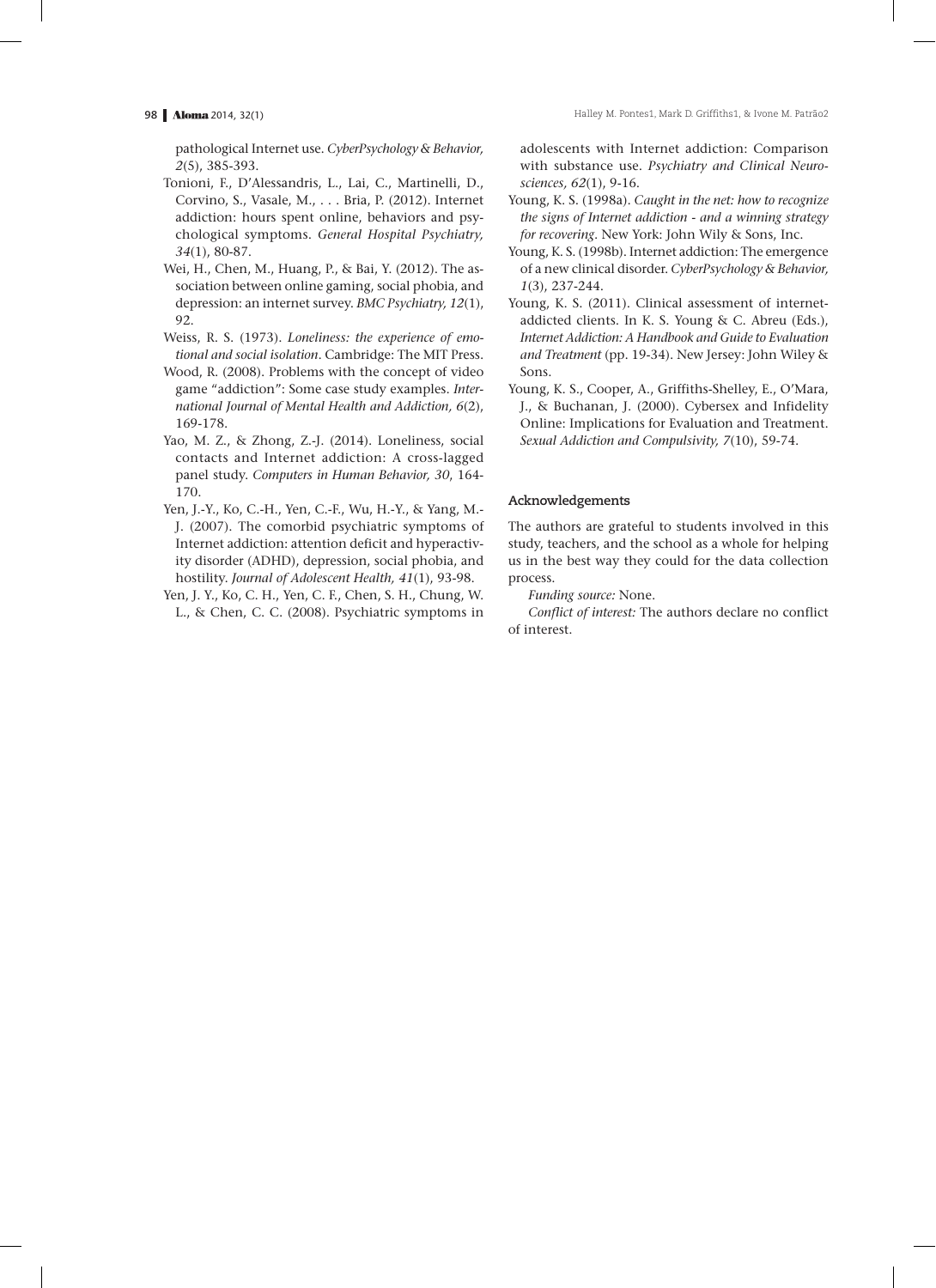pathological Internet use. *CyberPsychology & Behavior, 2*(5), 385-393.

Tonioni, F., D'Alessandris, L., Lai, C., Martinelli, D., Corvino, S., Vasale, M., . . . Bria, P. (2012). Internet addiction: hours spent online, behaviors and psychological symptoms. *General Hospital Psychiatry, 34*(1), 80-87.

Wei, H., Chen, M., Huang, P., & Bai, Y. (2012). The association between online gaming, social phobia, and depression: an internet survey. *BMC Psychiatry, 12*(1), 92.

Weiss, R. S. (1973). *Loneliness: the experience of emotional and social isolation*. Cambridge: The MIT Press.

Wood, R. (2008). Problems with the concept of video game "addiction": Some case study examples. *International Journal of Mental Health and Addiction, 6*(2), 169-178.

Yao, M. Z., & Zhong, Z.-J. (2014). Loneliness, social contacts and Internet addiction: A cross-lagged panel study. *Computers in Human Behavior, 30*, 164-170.

Yen, J.-Y., Ko, C.-H., Yen, C.-F., Wu, H.-Y., & Yang, M.-J. (2007). The comorbid psychiatric symptoms of Internet addiction: attention deficit and hyperactivity disorder (ADHD), depression, social phobia, and hostility. *Journal of Adolescent Health, 41*(1), 93-98.

Yen, J. Y., Ko, C. H., Yen, C. F., Chen, S. H., Chung, W. L., & Chen, C. C. (2008). Psychiatric symptoms in adolescents with Internet addiction: Comparison with substance use. *Psychiatry and Clinical Neurosciences, 62*(1), 9-16.

Young, K. S. (1998a). *Caught in the net: how to recognize the signs of Internet addiction - and a winning strategy for recovering*. New York: John Wily & Sons, Inc.

Young, K. S. (1998b). Internet addiction: The emergence of a new clinical disorder. *CyberPsychology & Behavior, 1*(3), 237-244.

Young, K. S. (2011). Clinical assessment of internet-addicted clients. In K. S. Young & C. Abreu (Eds.), *Internet Addiction: A Handbook and Guide to Evaluation and Treatment* (pp. 19-34). New Jersey: John Wiley & Sons.

Young, K. S., Cooper, A., Griffiths-Shelley, E., O'Mara, J., & Buchanan, J. (2000). Cybersex and Infidelity Online: Implications for Evaluation and Treatment. *Sexual Addiction and Compulsivity, 7*(10), 59-74.

## Acknowledgements

The authors are grateful to students involved in this study, teachers, and the school as a whole for helping us in the best way they could for the data collection process.

*Funding source:* None.

*Conflict of interest:* The authors declare no conflict of interest.